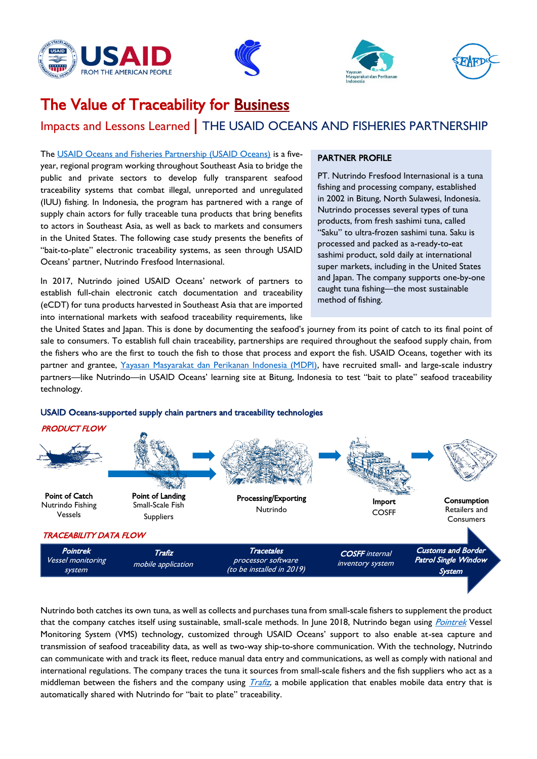# The Value of Traceability for Business

## Impacts and Lessons Learned | THE USAID OCEANS AND FISHERIES PARTNERSHIP

The USAID Oceans and Fisheries Partnership (USAID Oceans) is a five-year, regional program working throughout Southeast Asia to bridge the public and private sectors to develop fully transparent seafood traceability systems that combat illegal, unreported and unregulated (IUU) fishing. In Indonesia, the program has partnered with a range of supply chain actors for fully traceable tuna products that bring benefits to actors in Southeast Asia, as well as back to markets and consumers in the United States. The following case study presents the benefits of "bait-to-plate" electronic traceability systems, as seen through USAID Oceans' partner, Nutrindo Fresfood Internasional.

> **PARTNER PROFILE**
>
> PT. Nutrindo Fresfood Internasional is a tuna fishing and processing company, established in 2002 in Bitung, North Sulawesi, Indonesia. Nutrindo processes several types of tuna products, from fresh sashimi tuna, called "Saku" to ultra-frozen sashimi tuna. Saku is processed and packed as a-ready-to-eat sashimi product, sold daily at international super markets, including in the United States and Japan. The company supports one-by-one caught tuna fishing—the most sustainable method of fishing.

In 2017, Nutrindo joined USAID Oceans' network of partners to establish full-chain electronic catch documentation and traceability (eCDT) for tuna products harvested in Southeast Asia that are imported into international markets with seafood traceability requirements, like the United States and Japan. This is done by documenting the seafood's journey from its point of catch to its final point of sale to consumers. To establish full chain traceability, partnerships are required throughout the seafood supply chain, from the fishers who are the first to touch the fish to those that process and export the fish. USAID Oceans, together with its partner and grantee, Yayasan Masyarakat dan Perikanan Indonesia (MDPI), have recruited small- and large-scale industry partners—like Nutrindo—in USAID Oceans' learning site at Bitung, Indonesia to test "bait to plate" seafood traceability technology.

#### USAID Oceans-supported supply chain partners and traceability technologies

***PRODUCT FLOW***

| Point of Catch | Point of Landing | Processing/Exporting | Import | Consumption |
|---|---|---|---|---|
| Nutrindo Fishing Vessels | Small-Scale Fish Suppliers | Nutrindo | COSFF | Retailers and Consumers |

***TRACEABILITY DATA FLOW***

| *Pointrek* Vessel monitoring system | *Trafiz* mobile application | *Tracetales* processor software (to be installed in 2019) | *COSFF* internal inventory system | *Customs and Border Patrol Single Window System* |
|---|---|---|---|---|

Nutrindo both catches its own tuna, as well as collects and purchases tuna from small-scale fishers to supplement the product that the company catches itself using sustainable, small-scale methods. In June 2018, Nutrindo began using *Pointrek* Vessel Monitoring System (VMS) technology, customized through USAID Oceans' support to also enable at-sea capture and transmission of seafood traceability data, as well as two-way ship-to-shore communication. With the technology, Nutrindo can communicate with and track its fleet, reduce manual data entry and communications, as well as comply with national and international regulations. The company traces the tuna it sources from small-scale fishers and the fish suppliers who act as a middleman between the fishers and the company using *Trafiz*, a mobile application that enables mobile data entry that is automatically shared with Nutrindo for "bait to plate" traceability.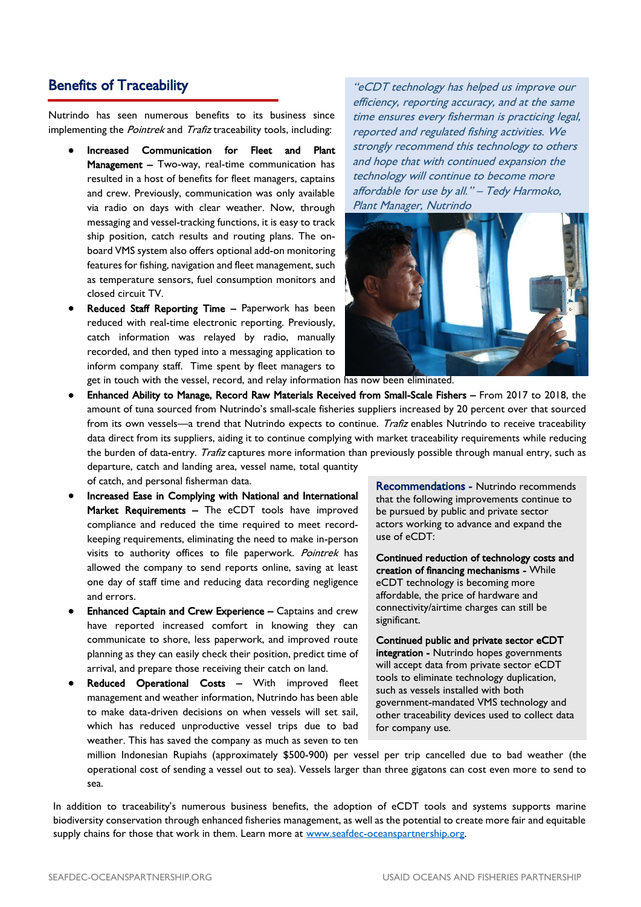## Benefits of Traceability

Nutrindo has seen numerous benefits to its business since implementing the *Pointrek* and *Trafiz* traceability tools, including:

- **Increased Communication for Fleet and Plant Management** – Two-way, real-time communication has resulted in a host of benefits for fleet managers, captains and crew. Previously, communication was only available via radio on days with clear weather. Now, through messaging and vessel-tracking functions, it is easy to track ship position, catch results and routing plans. The on-board VMS system also offers optional add-on monitoring features for fishing, navigation and fleet management, such as temperature sensors, fuel consumption monitors and closed circuit TV.
- **Reduced Staff Reporting Time** – Paperwork has been reduced with real-time electronic reporting. Previously, catch information was relayed by radio, manually recorded, and then typed into a messaging application to inform company staff. Time spent by fleet managers to get in touch with the vessel, record, and relay information has now been eliminated.
- **Enhanced Ability to Manage, Record Raw Materials Received from Small-Scale Fishers** – From 2017 to 2018, the amount of tuna sourced from Nutrindo's small-scale fisheries suppliers increased by 20 percent over that sourced from its own vessels—a trend that Nutrindo expects to continue. *Trafiz* enables Nutrindo to receive traceability data direct from its suppliers, aiding it to continue complying with market traceability requirements while reducing the burden of data-entry. *Trafiz* captures more information than previously possible through manual entry, such as departure, catch and landing area, vessel name, total quantity of catch, and personal fisherman data.
- **Increased Ease in Complying with National and International Market Requirements** – The eCDT tools have improved compliance and reduced the time required to meet record-keeping requirements, eliminating the need to make in-person visits to authority offices to file paperwork. *Pointrek* has allowed the company to send reports online, saving at least one day of staff time and reducing data recording negligence and errors.
- **Enhanced Captain and Crew Experience** – Captains and crew have reported increased comfort in knowing they can communicate to shore, less paperwork, and improved route planning as they can easily check their position, predict time of arrival, and prepare those receiving their catch on land.
- **Reduced Operational Costs** – With improved fleet management and weather information, Nutrindo has been able to make data-driven decisions on when vessels will set sail, which has reduced unproductive vessel trips due to bad weather. This has saved the company as much as seven to ten million Indonesian Rupiahs (approximately $500-900) per vessel per trip cancelled due to bad weather (the operational cost of sending a vessel out to sea). Vessels larger than three gigatons can cost even more to send to sea.

*"eCDT technology has helped us improve our efficiency, reporting accuracy, and at the same time ensures every fisherman is practicing legal, reported and regulated fishing activities. We strongly recommend this technology to others and hope that with continued expansion the technology will continue to become more affordable for use by all." – Tedy Harmoko, Plant Manager, Nutrindo*

**Recommendations -** Nutrindo recommends that the following improvements continue to be pursued by public and private sector actors working to advance and expand the use of eCDT:

**Continued reduction of technology costs and creation of financing mechanisms -** While eCDT technology is becoming more affordable, the price of hardware and connectivity/airtime charges can still be significant.

**Continued public and private sector eCDT integration -** Nutrindo hopes governments will accept data from private sector eCDT tools to eliminate technology duplication, such as vessels installed with both government-mandated VMS technology and other traceability devices used to collect data for company use.

In addition to traceability's numerous business benefits, the adoption of eCDT tools and systems supports marine biodiversity conservation through enhanced fisheries management, as well as the potential to create more fair and equitable supply chains for those that work in them. Learn more at [www.seafdec-oceanspartnership.org](www.seafdec-oceanspartnership.org).